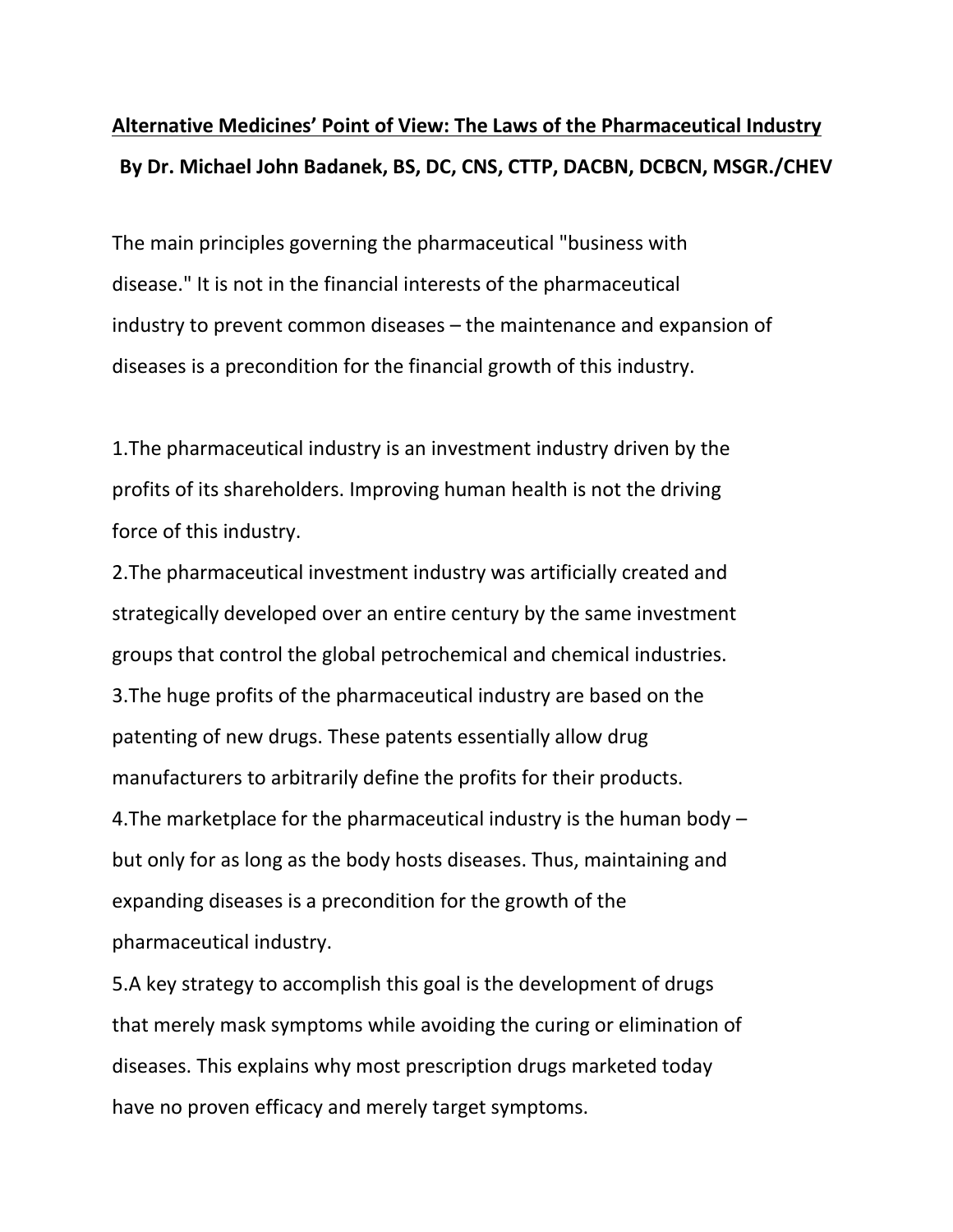**Alternative Medicines' Point of View: The Laws of the Pharmaceutical Industry**

**By Dr. Michael John Badanek, BS, DC, CNS, CTTP, DACBN, DCBCN, MSGR./CHEV**

The main principles governing the pharmaceutical "business with disease." It is not in the financial interests of the pharmaceutical industry to prevent common diseases – the maintenance and expansion of diseases is a precondition for the financial growth of this industry.

1.The pharmaceutical industry is an investment industry driven by the profits of its shareholders. Improving human health is not the driving force of this industry.

2.The pharmaceutical investment industry was artificially created and strategically developed over an entire century by the same investment groups that control the global petrochemical and chemical industries.

3.The huge profits of the pharmaceutical industry are based on the patenting of new drugs. These patents essentially allow drug manufacturers to arbitrarily define the profits for their products.

4.The marketplace for the pharmaceutical industry is the human body – but only for as long as the body hosts diseases. Thus, maintaining and expanding diseases is a precondition for the growth of the pharmaceutical industry.

5.A key strategy to accomplish this goal is the development of drugs that merely mask symptoms while avoiding the curing or elimination of diseases. This explains why most prescription drugs marketed today have no proven efficacy and merely target symptoms.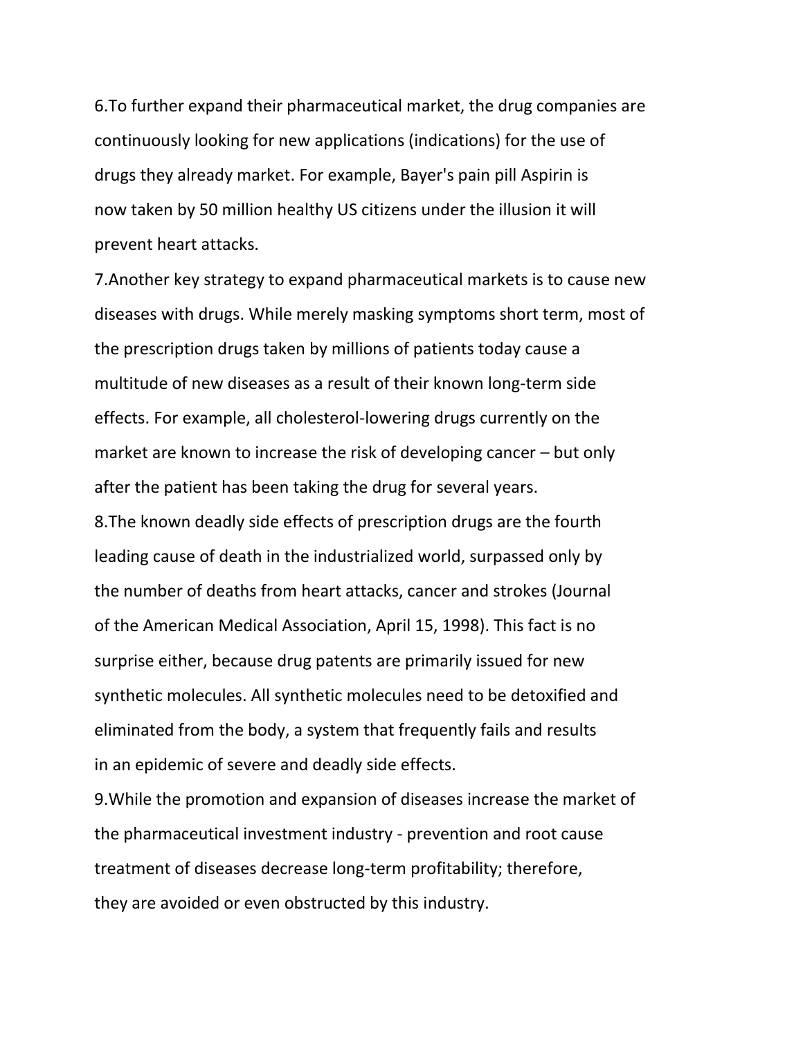6.To further expand their pharmaceutical market, the drug companies are continuously looking for new applications (indications) for the use of drugs they already market. For example, Bayer's pain pill Aspirin is now taken by 50 million healthy US citizens under the illusion it will prevent heart attacks.

7.Another key strategy to expand pharmaceutical markets is to cause new diseases with drugs. While merely masking symptoms short term, most of the prescription drugs taken by millions of patients today cause a multitude of new diseases as a result of their known long-term side effects. For example, all cholesterol-lowering drugs currently on the market are known to increase the risk of developing cancer – but only after the patient has been taking the drug for several years.

8.The known deadly side effects of prescription drugs are the fourth leading cause of death in the industrialized world, surpassed only by the number of deaths from heart attacks, cancer and strokes (Journal of the American Medical Association, April 15, 1998). This fact is no surprise either, because drug patents are primarily issued for new synthetic molecules. All synthetic molecules need to be detoxified and eliminated from the body, a system that frequently fails and results in an epidemic of severe and deadly side effects.

9.While the promotion and expansion of diseases increase the market of the pharmaceutical investment industry - prevention and root cause treatment of diseases decrease long-term profitability; therefore, they are avoided or even obstructed by this industry.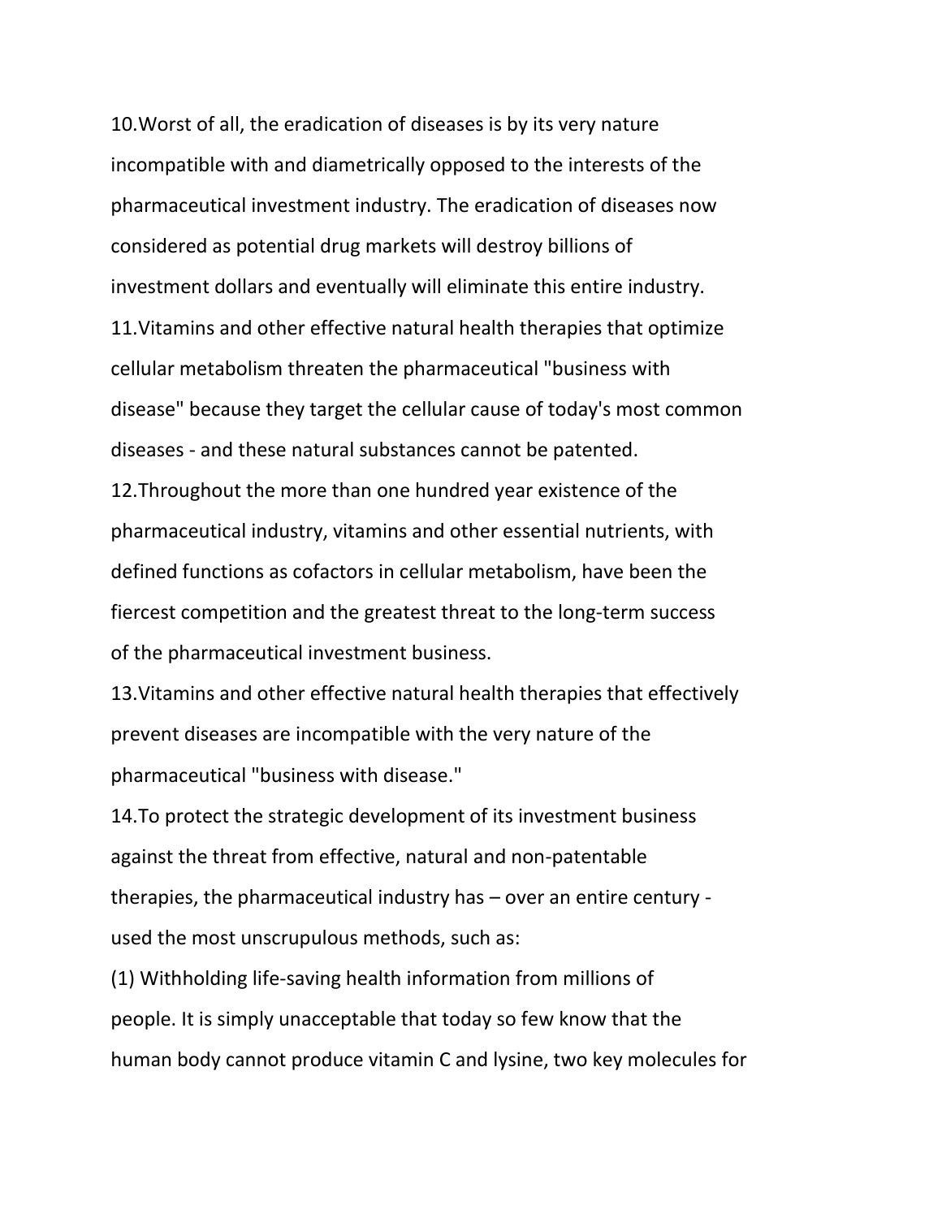10. Worst of all, the eradication of diseases is by its very nature incompatible with and diametrically opposed to the interests of the pharmaceutical investment industry. The eradication of diseases now considered as potential drug markets will destroy billions of investment dollars and eventually will eliminate this entire industry.

11. Vitamins and other effective natural health therapies that optimize cellular metabolism threaten the pharmaceutical "business with disease" because they target the cellular cause of today's most common diseases - and these natural substances cannot be patented.

12. Throughout the more than one hundred year existence of the pharmaceutical industry, vitamins and other essential nutrients, with defined functions as cofactors in cellular metabolism, have been the fiercest competition and the greatest threat to the long-term success of the pharmaceutical investment business.

13. Vitamins and other effective natural health therapies that effectively prevent diseases are incompatible with the very nature of the pharmaceutical "business with disease."

14. To protect the strategic development of its investment business against the threat from effective, natural and non-patentable therapies, the pharmaceutical industry has – over an entire century - used the most unscrupulous methods, such as:

(1) Withholding life-saving health information from millions of people. It is simply unacceptable that today so few know that the human body cannot produce vitamin C and lysine, two key molecules for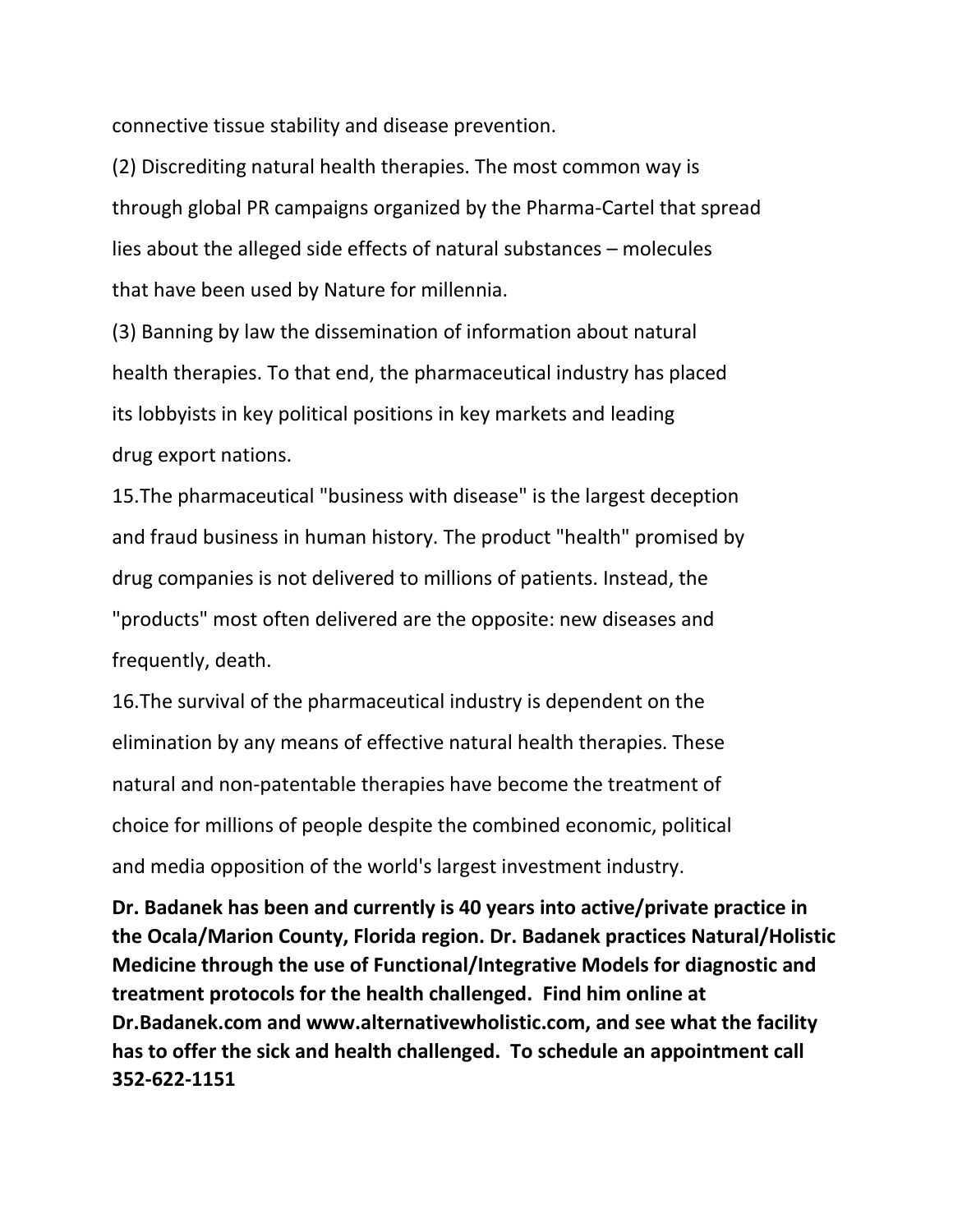connective tissue stability and disease prevention.

(2) Discrediting natural health therapies. The most common way is through global PR campaigns organized by the Pharma-Cartel that spread lies about the alleged side effects of natural substances – molecules that have been used by Nature for millennia.

(3) Banning by law the dissemination of information about natural health therapies. To that end, the pharmaceutical industry has placed its lobbyists in key political positions in key markets and leading drug export nations.

15.The pharmaceutical "business with disease" is the largest deception and fraud business in human history. The product "health" promised by drug companies is not delivered to millions of patients. Instead, the "products" most often delivered are the opposite: new diseases and frequently, death.

16.The survival of the pharmaceutical industry is dependent on the elimination by any means of effective natural health therapies. These natural and non-patentable therapies have become the treatment of choice for millions of people despite the combined economic, political and media opposition of the world's largest investment industry.

**Dr. Badanek has been and currently is 40 years into active/private practice in the Ocala/Marion County, Florida region. Dr. Badanek practices Natural/Holistic Medicine through the use of Functional/Integrative Models for diagnostic and treatment protocols for the health challenged. Find him online at Dr.Badanek.com and www.alternativewholistic.com, and see what the facility has to offer the sick and health challenged. To schedule an appointment call 352-622-1151**